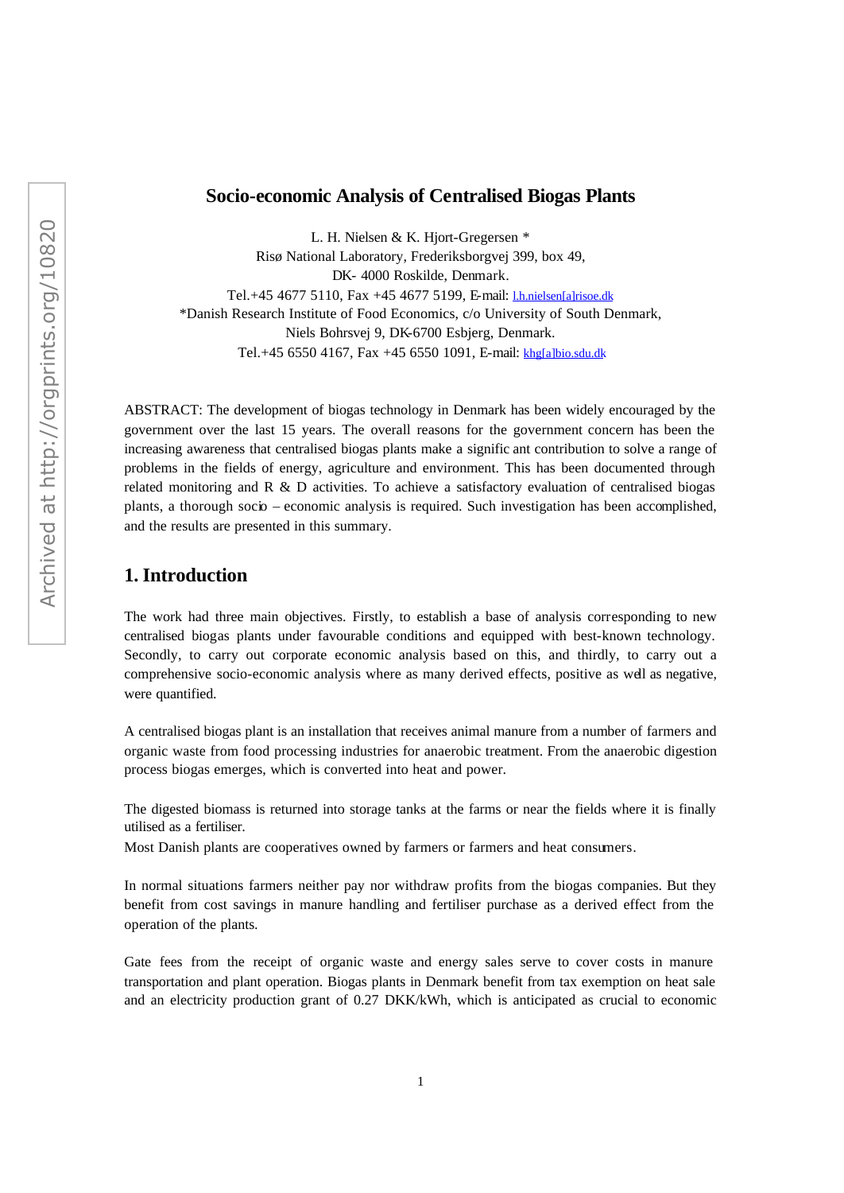# Socio-economic Analysis of Centralised Biogas Plants

L. H. Nielsen & K. Hjort-Gregersen *
Risø National Laboratory, Frederiksborgvej 399, box 49,
DK- 4000 Roskilde, Denmark.
Tel.+45 4677 5110, Fax +45 4677 5199, E-mail: l.h.nielsen[a]risoe.dk
*Danish Research Institute of Food Economics, c/o University of South Denmark,
Niels Bohrsvej 9, DK-6700 Esbjerg, Denmark.
Tel.+45 6550 4167, Fax +45 6550 1091, E-mail: khg[a]bio.sdu.dk

ABSTRACT: The development of biogas technology in Denmark has been widely encouraged by the government over the last 15 years. The overall reasons for the government concern has been the increasing awareness that centralised biogas plants make a significant contribution to solve a range of problems in the fields of energy, agriculture and environment. This has been documented through related monitoring and R & D activities. To achieve a satisfactory evaluation of centralised biogas plants, a thorough socio – economic analysis is required. Such investigation has been accomplished, and the results are presented in this summary.

## 1. Introduction

The work had three main objectives. Firstly, to establish a base of analysis corresponding to new centralised biogas plants under favourable conditions and equipped with best-known technology. Secondly, to carry out corporate economic analysis based on this, and thirdly, to carry out a comprehensive socio-economic analysis where as many derived effects, positive as well as negative, were quantified.

A centralised biogas plant is an installation that receives animal manure from a number of farmers and organic waste from food processing industries for anaerobic treatment. From the anaerobic digestion process biogas emerges, which is converted into heat and power.

The digested biomass is returned into storage tanks at the farms or near the fields where it is finally utilised as a fertiliser.
Most Danish plants are cooperatives owned by farmers or farmers and heat consumers.

In normal situations farmers neither pay nor withdraw profits from the biogas companies. But they benefit from cost savings in manure handling and fertiliser purchase as a derived effect from the operation of the plants.

Gate fees from the receipt of organic waste and energy sales serve to cover costs in manure transportation and plant operation. Biogas plants in Denmark benefit from tax exemption on heat sale and an electricity production grant of 0.27 DKK/kWh, which is anticipated as crucial to economic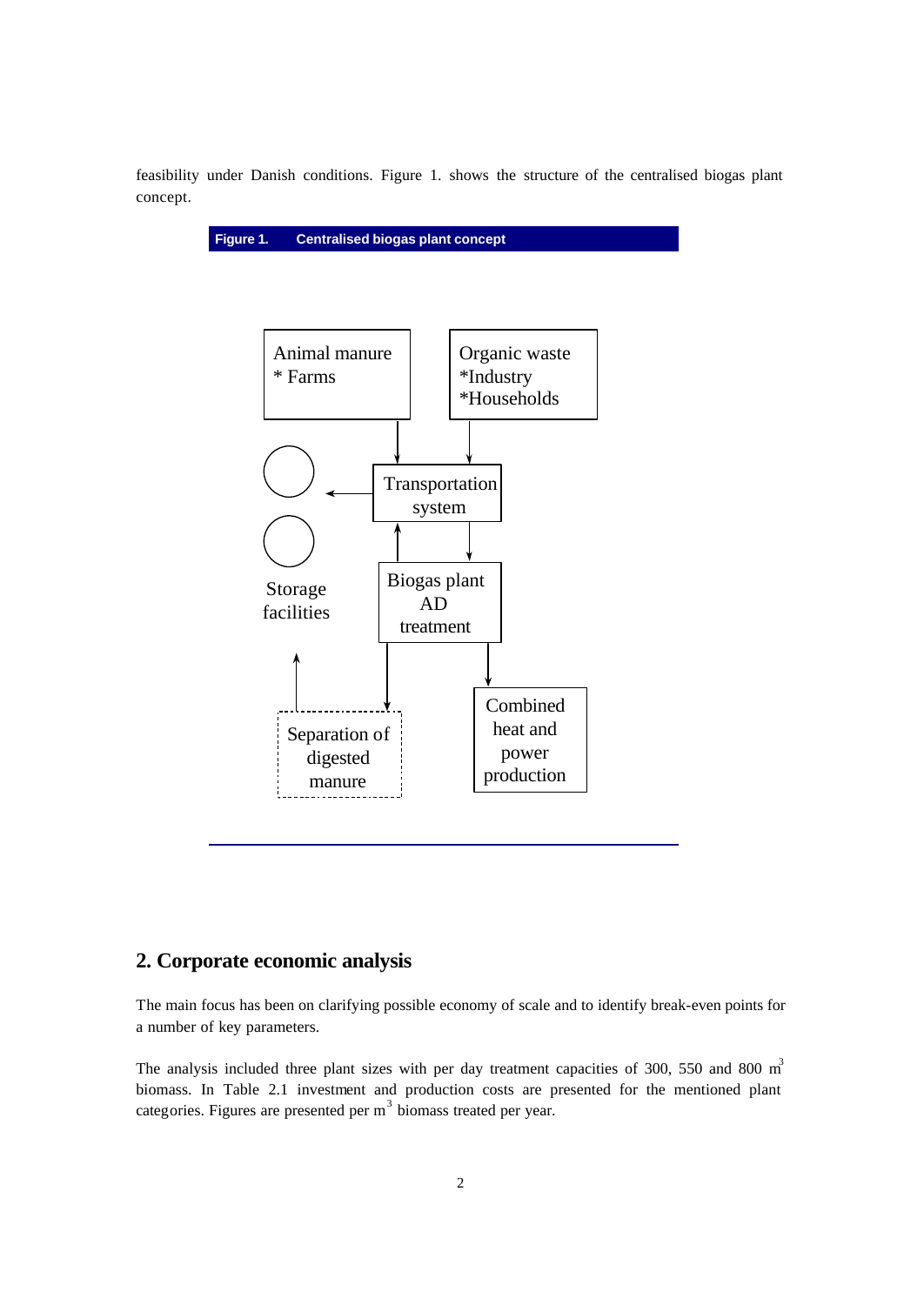feasibility under Danish conditions. Figure 1. shows the structure of the centralised biogas plant concept.

**Figure 1. Centralised biogas plant concept**

Animal manure
* Farms

Organic waste
*Industry
*Households

Transportation system

Storage facilities

Biogas plant AD treatment

Separation of digested manure

Combined heat and power production

## 2. Corporate economic analysis

The main focus has been on clarifying possible economy of scale and to identify break-even points for a number of key parameters.

The analysis included three plant sizes with per day treatment capacities of 300, 550 and 800 $m^3$ biomass. In Table 2.1 investment and production costs are presented for the mentioned plant categories. Figures are presented per $m^3$ biomass treated per year.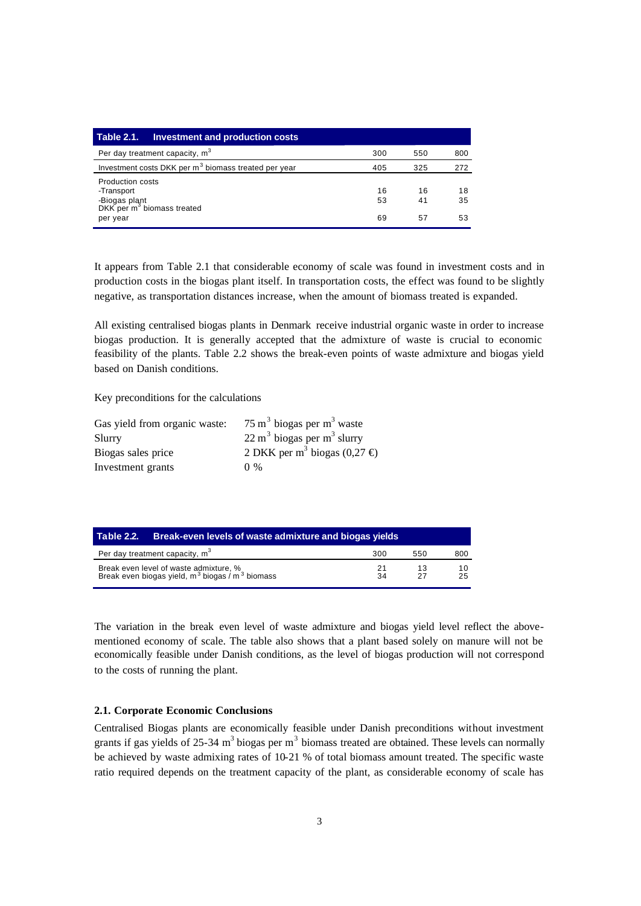| **Table 2.1. Investment and production costs** | | | |
|---|---|---|---|
| Per day treatment capacity, $m^3$ | 300 | 550 | 800 |
| Investment costs DKK per $m^3$ biomass treated per year | 405 | 325 | 272 |
| Production costs | | | |
| -Transport | 16 | 16 | 18 |
| -Biogas plant | 53 | 41 | 35 |
| DKK per $m^3$ biomass treated per year | 69 | 57 | 53 |

It appears from Table 2.1 that considerable economy of scale was found in investment costs and in production costs in the biogas plant itself. In transportation costs, the effect was found to be slightly negative, as transportation distances increase, when the amount of biomass treated is expanded.

All existing centralised biogas plants in Denmark receive industrial organic waste in order to increase biogas production. It is generally accepted that the admixture of waste is crucial to economic feasibility of the plants. Table 2.2 shows the break-even points of waste admixture and biogas yield based on Danish conditions.

Key preconditions for the calculations

| | |
|---|---|
| Gas yield from organic waste: | 75 $m^3$ biogas per $m^3$ waste |
| Slurry | 22 $m^3$ biogas per $m^3$ slurry |
| Biogas sales price | 2 DKK per $m^3$ biogas (0,27 €) |
| Investment grants | 0 % |

| **Table 2.2. Break-even levels of waste admixture and biogas yields** | | | |
|---|---|---|---|
| Per day treatment capacity, $m^3$ | 300 | 550 | 800 |
| Break even level of waste admixture, % | 21 | 13 | 10 |
| Break even biogas yield, $m^3$ biogas / $m^3$ biomass | 34 | 27 | 25 |

The variation in the break even level of waste admixture and biogas yield level reflect the above-mentioned economy of scale. The table also shows that a plant based solely on manure will not be economically feasible under Danish conditions, as the level of biogas production will not correspond to the costs of running the plant.

### 2.1. Corporate Economic Conclusions

Centralised Biogas plants are economically feasible under Danish preconditions without investment grants if gas yields of 25-34 $m^3$ biogas per $m^3$ biomass treated are obtained. These levels can normally be achieved by waste admixing rates of 10-21 % of total biomass amount treated. The specific waste ratio required depends on the treatment capacity of the plant, as considerable economy of scale has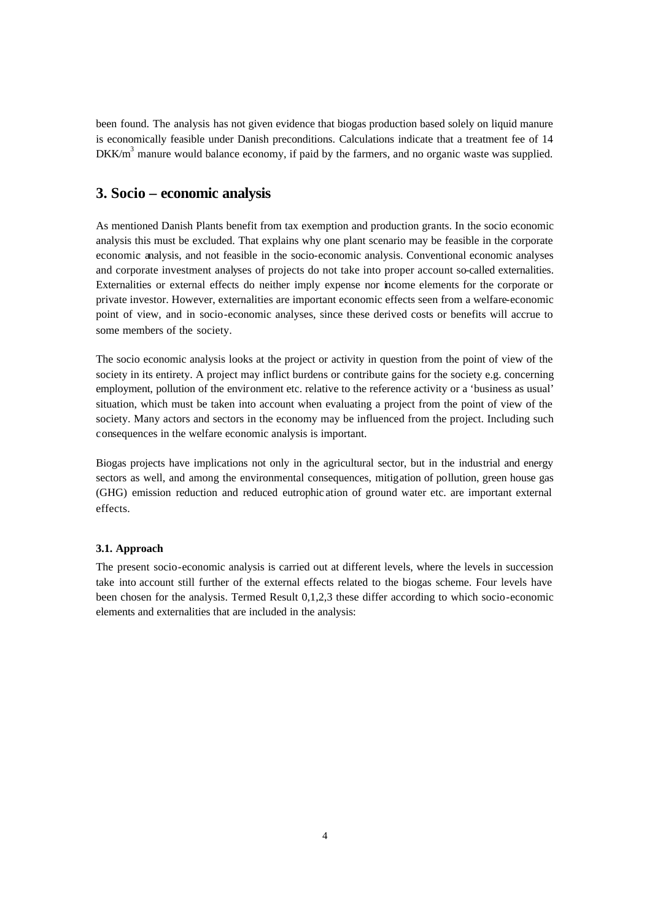been found. The analysis has not given evidence that biogas production based solely on liquid manure is economically feasible under Danish preconditions. Calculations indicate that a treatment fee of 14 DKK/$m^3$ manure would balance economy, if paid by the farmers, and no organic waste was supplied.

## 3. Socio – economic analysis

As mentioned Danish Plants benefit from tax exemption and production grants. In the socio economic analysis this must be excluded. That explains why one plant scenario may be feasible in the corporate economic analysis, and not feasible in the socio-economic analysis. Conventional economic analyses and corporate investment analyses of projects do not take into proper account so-called externalities. Externalities or external effects do neither imply expense nor income elements for the corporate or private investor. However, externalities are important economic effects seen from a welfare-economic point of view, and in socio-economic analyses, since these derived costs or benefits will accrue to some members of the society.

The socio economic analysis looks at the project or activity in question from the point of view of the society in its entirety. A project may inflict burdens or contribute gains for the society e.g. concerning employment, pollution of the environment etc. relative to the reference activity or a 'business as usual' situation, which must be taken into account when evaluating a project from the point of view of the society. Many actors and sectors in the economy may be influenced from the project. Including such consequences in the welfare economic analysis is important.

Biogas projects have implications not only in the agricultural sector, but in the industrial and energy sectors as well, and among the environmental consequences, mitigation of pollution, green house gas (GHG) emission reduction and reduced eutrophication of ground water etc. are important external effects.

### 3.1. Approach

The present socio-economic analysis is carried out at different levels, where the levels in succession take into account still further of the external effects related to the biogas scheme. Four levels have been chosen for the analysis. Termed Result 0,1,2,3 these differ according to which socio-economic elements and externalities that are included in the analysis: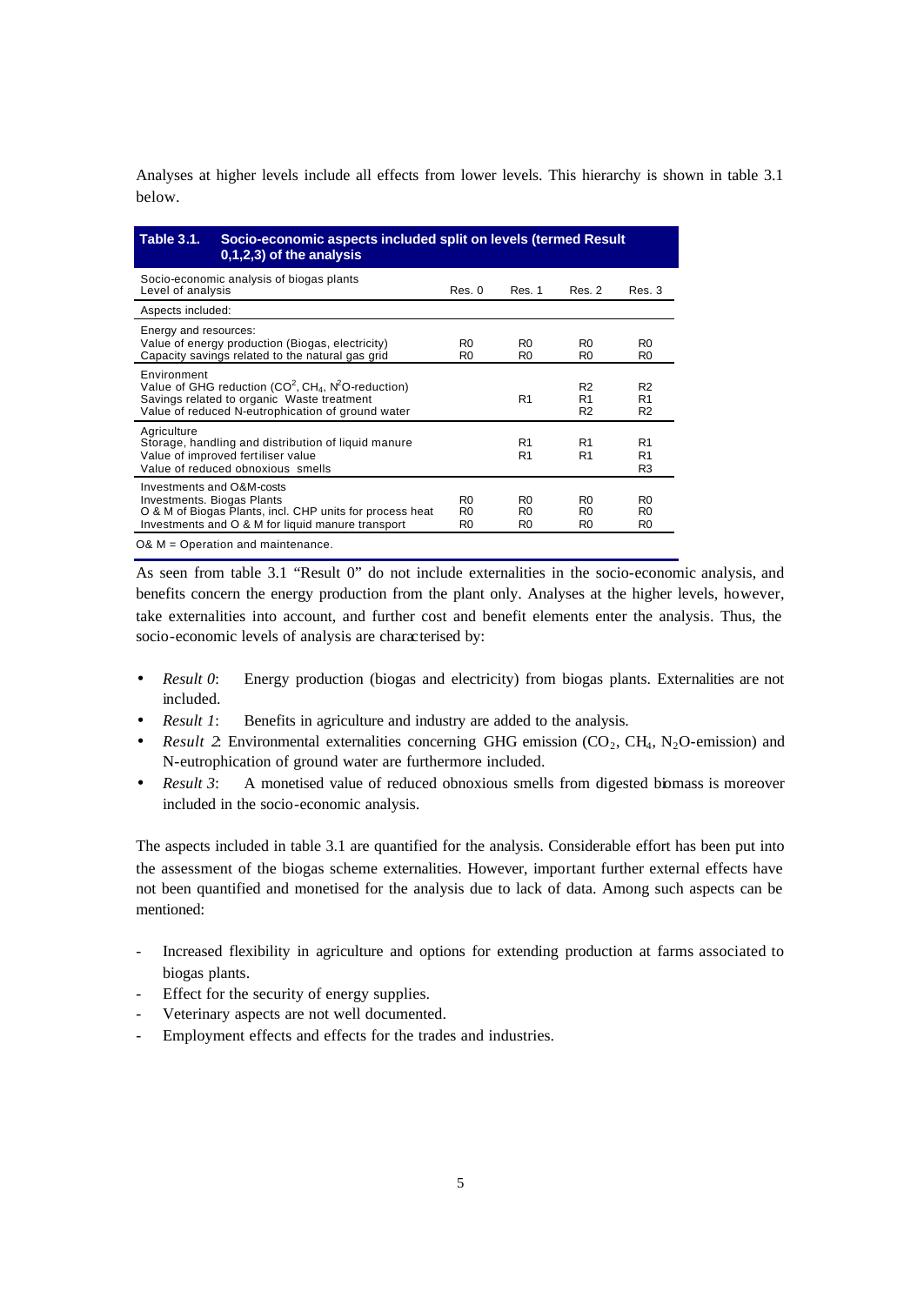Analyses at higher levels include all effects from lower levels. This hierarchy is shown in table 3.1 below.

**Table 3.1. Socio-economic aspects included split on levels (termed Result 0,1,2,3) of the analysis**

| Socio-economic analysis of biogas plants<br>Level of analysis | Res. 0 | Res. 1 | Res. 2 | Res. 3 |
|---|---|---|---|---|
| Aspects included: | | | | |
| **Energy and resources:** | | | | |
| Value of energy production (Biogas, electricity) | R0 | R0 | R0 | R0 |
| Capacity savings related to the natural gas grid | R0 | R0 | R0 | R0 |
| **Environment** | | | | |
| Value of GHG reduction ($CO^2$, $CH_4$, $N^2O$-reduction) | | | R2 | R2 |
| Savings related to organic Waste treatment | | R1 | R1 | R1 |
| Value of reduced N-eutrophication of ground water | | | R2 | R2 |
| **Agriculture** | | | | |
| Storage, handling and distribution of liquid manure | | R1 | R1 | R1 |
| Value of improved fertiliser value | | R1 | R1 | R1 |
| Value of reduced obnoxious smells | | | | R3 |
| **Investments and O&M-costs** | | | | |
| Investments. Biogas Plants | R0 | R0 | R0 | R0 |
| O & M of Biogas Plants, incl. CHP units for process heat | R0 | R0 | R0 | R0 |
| Investments and O & M for liquid manure transport | R0 | R0 | R0 | R0 |

O& M = Operation and maintenance.

As seen from table 3.1 "Result 0" do not include externalities in the socio-economic analysis, and benefits concern the energy production from the plant only. Analyses at the higher levels, however, take externalities into account, and further cost and benefit elements enter the analysis. Thus, the socio-economic levels of analysis are characterised by:

- *Result 0*: Energy production (biogas and electricity) from biogas plants. Externalities are not included.
- *Result 1*: Benefits in agriculture and industry are added to the analysis.
- *Result 2*: Environmental externalities concerning GHG emission ($CO_2$, $CH_4$, $N_2O$-emission) and N-eutrophication of ground water are furthermore included.
- *Result 3*: A monetised value of reduced obnoxious smells from digested biomass is moreover included in the socio-economic analysis.

The aspects included in table 3.1 are quantified for the analysis. Considerable effort has been put into the assessment of the biogas scheme externalities. However, important further external effects have not been quantified and monetised for the analysis due to lack of data. Among such aspects can be mentioned:

- Increased flexibility in agriculture and options for extending production at farms associated to biogas plants.
- Effect for the security of energy supplies.
- Veterinary aspects are not well documented.
- Employment effects and effects for the trades and industries.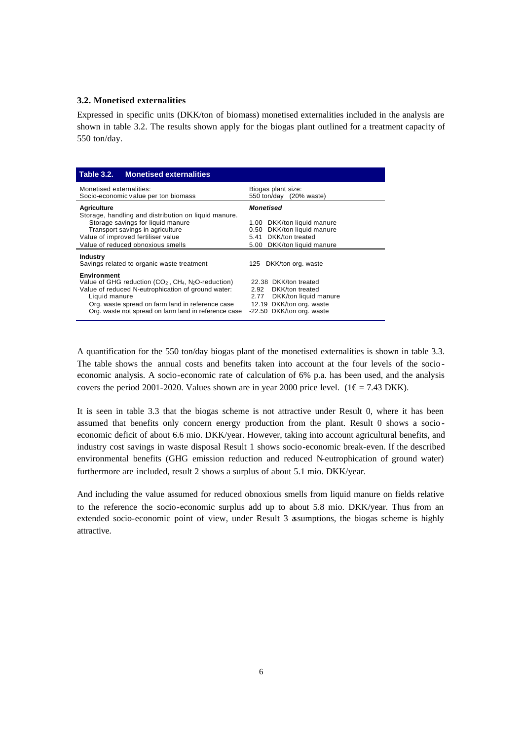### 3.2. Monetised externalities

Expressed in specific units (DKK/ton of biomass) monetised externalities included in the analysis are shown in table 3.2. The results shown apply for the biogas plant outlined for a treatment capacity of 550 ton/day.

**Table 3.2. Monetised externalities**

| Monetised externalities:<br>Socio-economic value per ton biomass | Biogas plant size:<br>550 ton/day (20% waste) |
|---|---|
| **Agriculture** | ***Monetised*** |
| Storage, handling and distribution on liquid manure. | |
| Storage savings for liquid manure | 1.00 DKK/ton liquid manure |
| Transport savings in agriculture | 0.50 DKK/ton liquid manure |
| Value of improved fertiliser value | 5.41 DKK/ton treated |
| Value of reduced obnoxious smells | 5.00 DKK/ton liquid manure |
| **Industry** | |
| Savings related to organic waste treatment | 125 DKK/ton org. waste |
| **Environment** | |
| Value of GHG reduction ($CO_2$, $CH_4$, $N_2O$-reduction) | 22.38 DKK/ton treated |
| Value of reduced N-eutrophication of ground water: | 2.92 DKK/ton treated |
| Liquid manure | 2.77 DKK/ton liquid manure |
| Org. waste spread on farm land in reference case | 12.19 DKK/ton org. waste |
| Org. waste not spread on farm land in reference case | -22.50 DKK/ton org. waste |

A quantification for the 550 ton/day biogas plant of the monetised externalities is shown in table 3.3. The table shows the annual costs and benefits taken into account at the four levels of the socio-economic analysis. A socio-economic rate of calculation of 6% p.a. has been used, and the analysis covers the period 2001-2020. Values shown are in year 2000 price level. (1€ = 7.43 DKK).

It is seen in table 3.3 that the biogas scheme is not attractive under Result 0, where it has been assumed that benefits only concern energy production from the plant. Result 0 shows a socio-economic deficit of about 6.6 mio. DKK/year. However, taking into account agricultural benefits, and industry cost savings in waste disposal Result 1 shows socio-economic break-even. If the described environmental benefits (GHG emission reduction and reduced N-eutrophication of ground water) furthermore are included, result 2 shows a surplus of about 5.1 mio. DKK/year.

And including the value assumed for reduced obnoxious smells from liquid manure on fields relative to the reference the socio-economic surplus add up to about 5.8 mio. DKK/year. Thus from an extended socio-economic point of view, under Result 3 assumptions, the biogas scheme is highly attractive.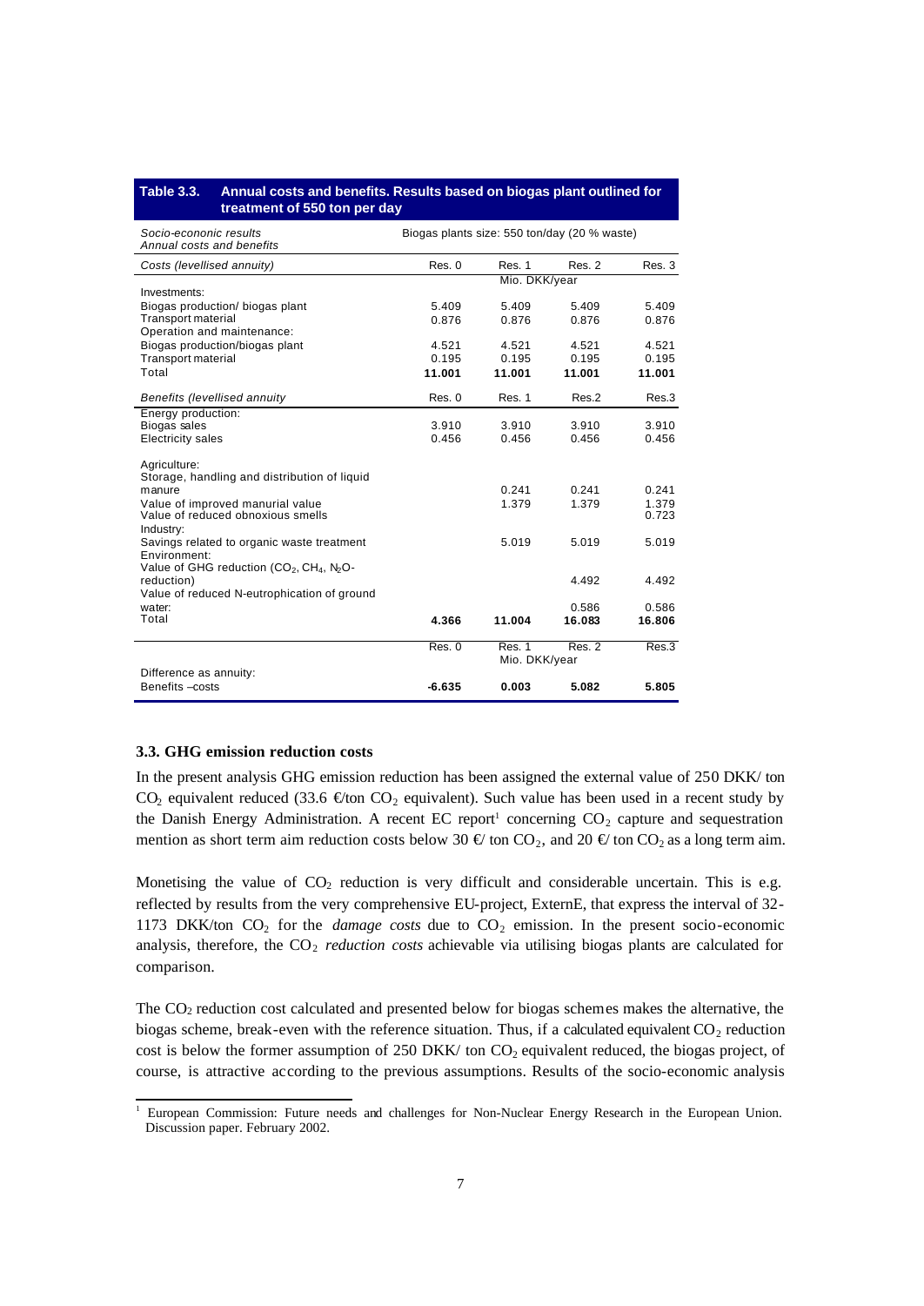**Table 3.3. Annual costs and benefits. Results based on biogas plant outlined for treatment of 550 ton per day**

| *Socio-econonic results*<br>*Annual costs and benefits* | Biogas plants size: 550 ton/day (20 % waste) | | | |
|---|---|---|---|---|
| *Costs (levellised annuity)* | Res. 0 | Res. 1 | Res. 2 | Res. 3 |
| | | Mio. DKK/year | | |
| Investments: | | | | |
| Biogas production/ biogas plant | 5.409 | 5.409 | 5.409 | 5.409 |
| Transport material | 0.876 | 0.876 | 0.876 | 0.876 |
| Operation and maintenance: | | | | |
| Biogas production/biogas plant | 4.521 | 4.521 | 4.521 | 4.521 |
| Transport material | 0.195 | 0.195 | 0.195 | 0.195 |
| Total | **11.001** | **11.001** | **11.001** | **11.001** |
| *Benefits (levellised annuity* | Res. 0 | Res. 1 | Res.2 | Res.3 |
| Energy production: | | | | |
| Biogas sales | 3.910 | 3.910 | 3.910 | 3.910 |
| Electricity sales | 0.456 | 0.456 | 0.456 | 0.456 |
| Agriculture: | | | | |
| Storage, handling and distribution of liquid manure | | 0.241 | 0.241 | 0.241 |
| Value of improved manurial value | | 1.379 | 1.379 | 1.379 |
| Value of reduced obnoxious smells | | | | 0.723 |
| Industry: | | | | |
| Savings related to organic waste treatment | | 5.019 | 5.019 | 5.019 |
| Environment: | | | | |
| Value of GHG reduction ($CO_2$, $CH_4$, $N_2O$-reduction) | | | 4.492 | 4.492 |
| Value of reduced N-eutrophication of ground water: | | | 0.586 | 0.586 |
| Total | **4.366** | **11.004** | **16.083** | **16.806** |
| | Res. 0 | Res. 1 | Res. 2 | Res.3 |
| | | Mio. DKK/year | | |
| Difference as annuity: | | | | |
| Benefits –costs | **-6.635** | **0.003** | **5.082** | **5.805** |

### 3.3. GHG emission reduction costs

In the present analysis GHG emission reduction has been assigned the external value of 250 DKK/ ton $CO_2$ equivalent reduced (33.6 €/ton $CO_2$ equivalent). Such value has been used in a recent study by the Danish Energy Administration. A recent EC report[1] concerning $CO_2$ capture and sequestration mention as short term aim reduction costs below 30 €/ ton $CO_2$, and 20 €/ ton $CO_2$ as a long term aim.

Monetising the value of $CO_2$ reduction is very difficult and considerable uncertain. This is e.g. reflected by results from the very comprehensive EU-project, ExternE, that express the interval of 32-1173 DKK/ton $CO_2$ for the *damage costs* due to $CO_2$ emission. In the present socio-economic analysis, therefore, the $CO_2$ *reduction costs* achievable via utilising biogas plants are calculated for comparison.

The $CO_2$ reduction cost calculated and presented below for biogas schemes makes the alternative, the biogas scheme, break-even with the reference situation. Thus, if a calculated equivalent $CO_2$ reduction cost is below the former assumption of 250 DKK/ ton $CO_2$ equivalent reduced, the biogas project, of course, is attractive according to the previous assumptions. Results of the socio-economic analysis

[1] European Commission: Future needs and challenges for Non-Nuclear Energy Research in the European Union. Discussion paper. February 2002.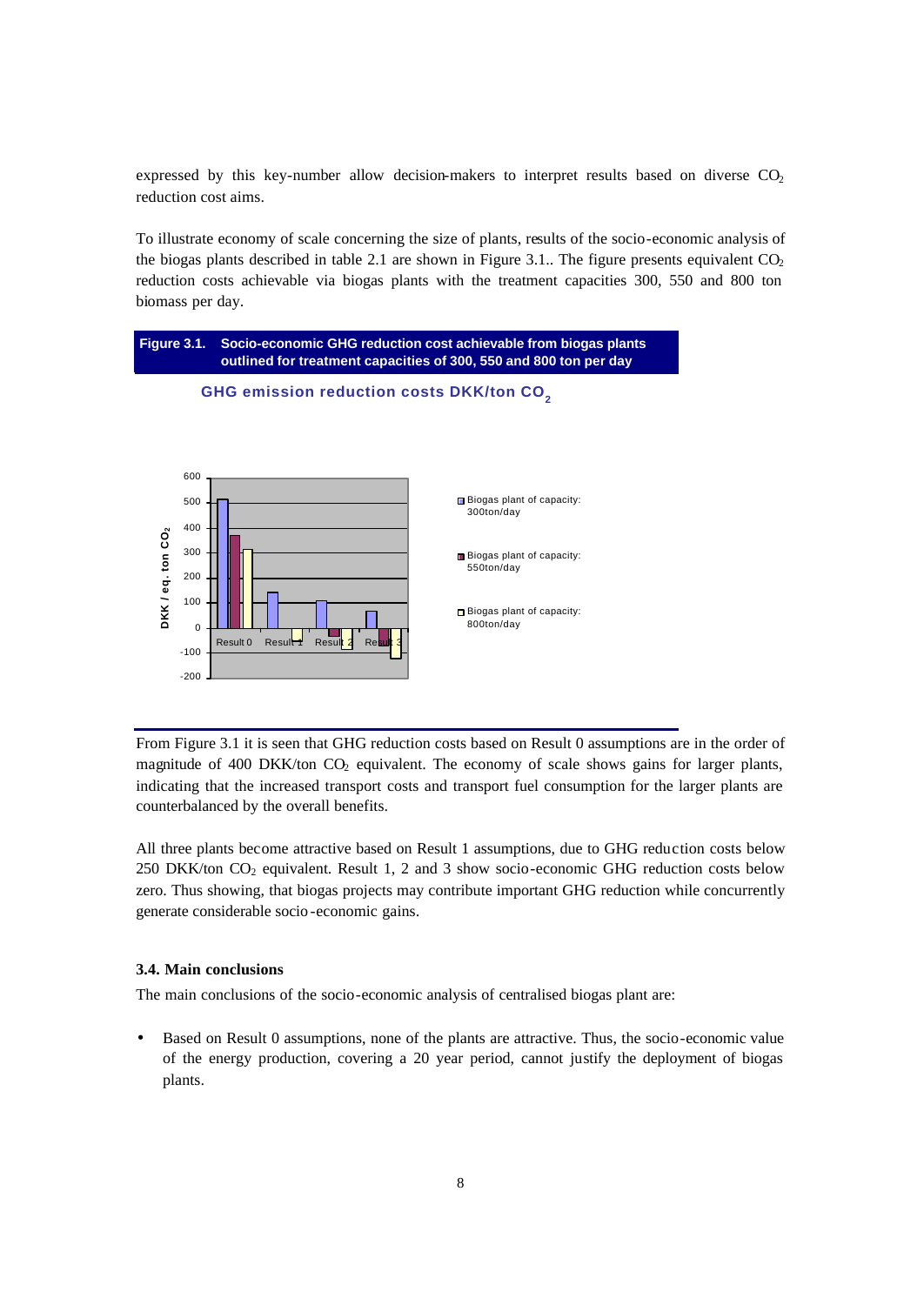expressed by this key-number allow decision-makers to interpret results based on diverse $CO_2$ reduction cost aims.

To illustrate economy of scale concerning the size of plants, results of the socio-economic analysis of the biogas plants described in table 2.1 are shown in Figure 3.1.. The figure presents equivalent $CO_2$ reduction costs achievable via biogas plants with the treatment capacities 300, 550 and 800 ton biomass per day.

**Figure 3.1. Socio-economic GHG reduction cost achievable from biogas plants outlined for treatment capacities of 300, 550 and 800 ton per day**

**GHG emission reduction costs DKK/ton $CO_2$**

From Figure 3.1 it is seen that GHG reduction costs based on Result 0 assumptions are in the order of magnitude of 400 DKK/ton $CO_2$ equivalent. The economy of scale shows gains for larger plants, indicating that the increased transport costs and transport fuel consumption for the larger plants are counterbalanced by the overall benefits.

All three plants become attractive based on Result 1 assumptions, due to GHG reduction costs below 250 DKK/ton $CO_2$ equivalent. Result 1, 2 and 3 show socio-economic GHG reduction costs below zero. Thus showing, that biogas projects may contribute important GHG reduction while concurrently generate considerable socio-economic gains.

### 3.4. Main conclusions

The main conclusions of the socio-economic analysis of centralised biogas plant are:

- Based on Result 0 assumptions, none of the plants are attractive. Thus, the socio-economic value of the energy production, covering a 20 year period, cannot justify the deployment of biogas plants.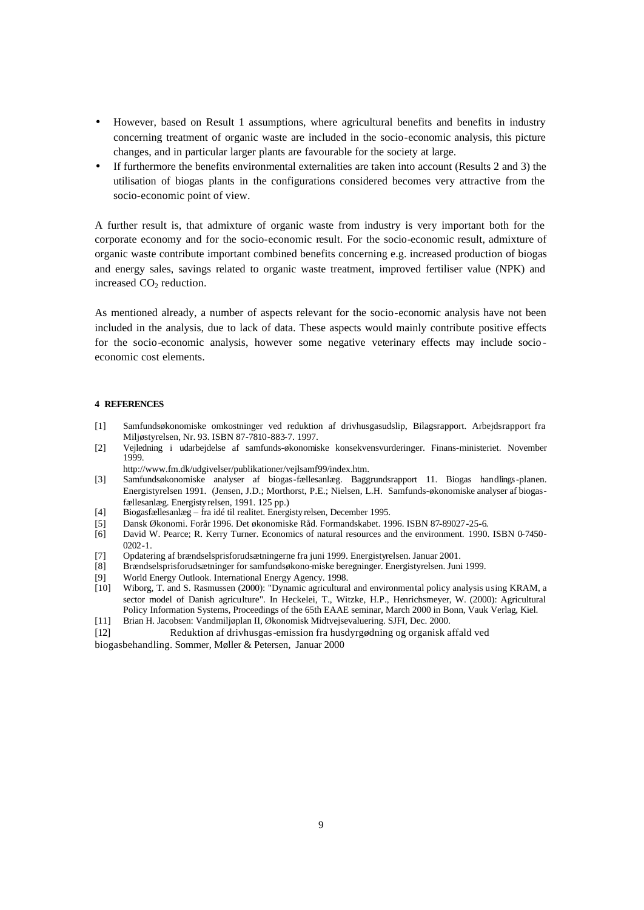- However, based on Result 1 assumptions, where agricultural benefits and benefits in industry concerning treatment of organic waste are included in the socio-economic analysis, this picture changes, and in particular larger plants are favourable for the society at large.
- If furthermore the benefits environmental externalities are taken into account (Results 2 and 3) the utilisation of biogas plants in the configurations considered becomes very attractive from the socio-economic point of view.

A further result is, that admixture of organic waste from industry is very important both for the corporate economy and for the socio-economic result. For the socio-economic result, admixture of organic waste contribute important combined benefits concerning e.g. increased production of biogas and energy sales, savings related to organic waste treatment, improved fertiliser value (NPK) and increased $CO_2$ reduction.

As mentioned already, a number of aspects relevant for the socio-economic analysis have not been included in the analysis, due to lack of data. These aspects would mainly contribute positive effects for the socio-economic analysis, however some negative veterinary effects may include socio-economic cost elements.

#### 4 REFERENCES

[1] Samfundsøkonomiske omkostninger ved reduktion af drivhusgasudslip, Bilagsrapport. Arbejdsrapport fra Miljøstyrelsen, Nr. 93. ISBN 87-7810-883-7. 1997.

[2] Vejledning i udarbejdelse af samfunds-økonomiske konsekvensvurderinger. Finans-ministeriet. November 1999. http://www.fm.dk/udgivelser/publikationer/vejlsamf99/index.htm.

[3] Samfundsøkonomiske analyser af biogas-fællesanlæg. Baggrundsrapport 11. Biogas handlings-planen. Energistyrelsen 1991. (Jensen, J.D.; Morthorst, P.E.; Nielsen, L.H. Samfunds-økonomiske analyser af biogas-fællesanlæg. Energistyrelsen, 1991. 125 pp.)

[4] Biogasfællesanlæg – fra idé til realitet. Energistyrelsen, December 1995.

[5] Dansk Økonomi. Forår 1996. Det økonomiske Råd. Formandskabet. 1996. ISBN 87-89027-25-6.

[6] David W. Pearce; R. Kerry Turner. Economics of natural resources and the environment. 1990. ISBN 0-7450-0202-1.

[7] Opdatering af brændselsprisforudsætningerne fra juni 1999. Energistyrelsen. Januar 2001.

[8] Brændselsprisforudsætninger for samfundsøkono-miske beregninger. Energistyrelsen. Juni 1999.

[9] World Energy Outlook. International Energy Agency. 1998.

[10] Wiborg, T. and S. Rasmussen (2000): "Dynamic agricultural and environmental policy analysis using KRAM, a sector model of Danish agriculture". In Heckelei, T., Witzke, H.P., Henrichsmeyer, W. (2000): Agricultural Policy Information Systems, Proceedings of the 65th EAAE seminar, March 2000 in Bonn, Vauk Verlag, Kiel.

[11] Brian H. Jacobsen: Vandmiljøplan II, Økonomisk Midtvejsevaluering. SJFI, Dec. 2000.

[12] Reduktion af drivhusgas-emission fra husdyrgødning og organisk affald ved biogasbehandling. Sommer, Møller & Petersen, Januar 2000